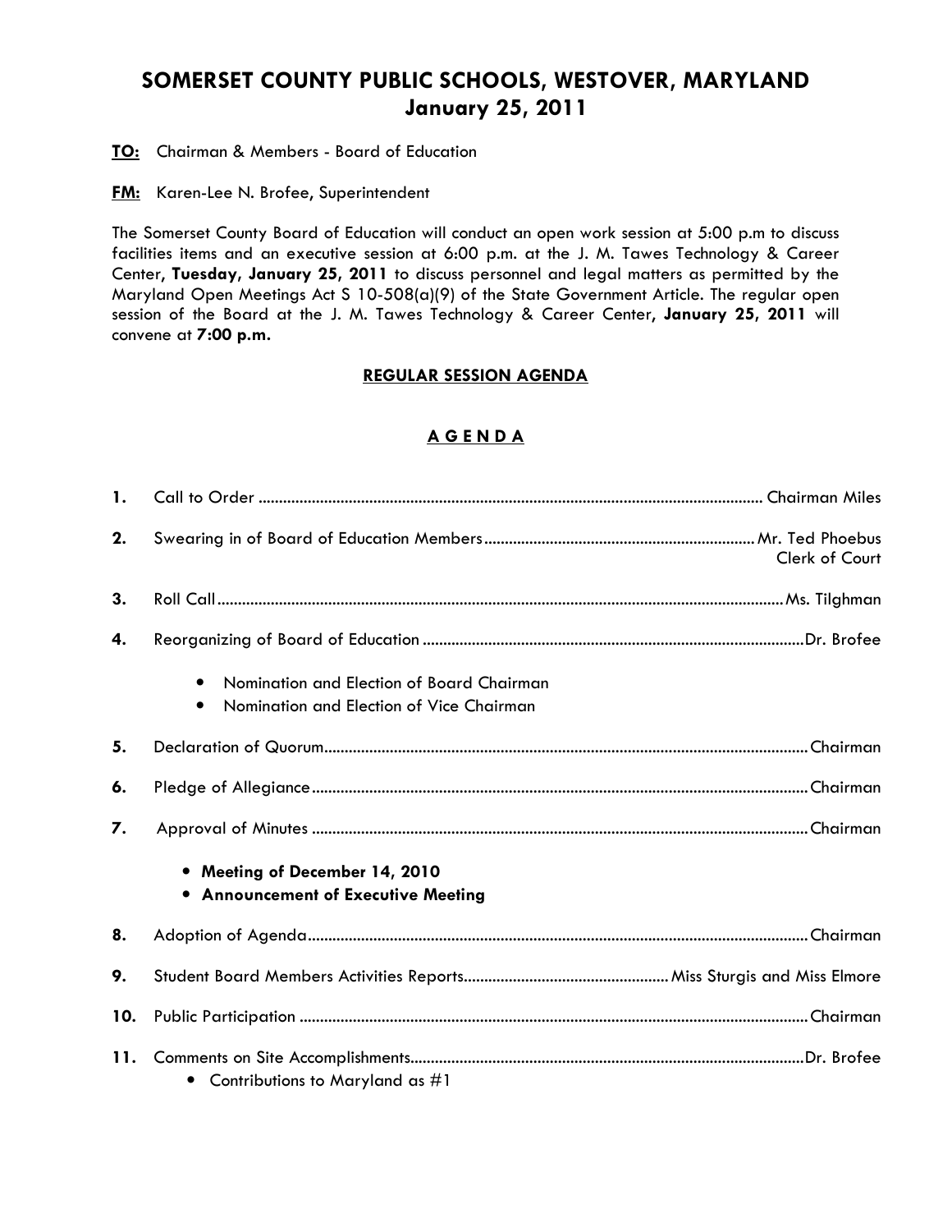# SOMERSET COUNTY PUBLIC SCHOOLS, WESTOVER, MARYLAND
## January 25, 2011

**TO:** Chairman & Members - Board of Education

**FM:** Karen-Lee N. Brofee, Superintendent

The Somerset County Board of Education will conduct an open work session at 5:00 p.m to discuss facilities items and an executive session at 6:00 p.m. at the J. M. Tawes Technology & Career Center, **Tuesday, January 25, 2011** to discuss personnel and legal matters as permitted by the Maryland Open Meetings Act S 10-508(a)(9) of the State Government Article. The regular open session of the Board at the J. M. Tawes Technology & Career Center, **January 25, 2011** will convene at **7:00 p.m.**

### REGULAR SESSION AGENDA

### A G E N D A

1. Call to Order ........................................ Chairman Miles
2. Swearing in of Board of Education Members ........................................ Mr. Ted Phoebus, Clerk of Court
3. Roll Call ........................................ Ms. Tilghman
4. Reorganizing of Board of Education ........................................ Dr. Brofee
   - Nomination and Election of Board Chairman
   - Nomination and Election of Vice Chairman
5. Declaration of Quorum ........................................ Chairman
6. Pledge of Allegiance ........................................ Chairman
7. Approval of Minutes ........................................ Chairman
   - **Meeting of December 14, 2010**
   - **Announcement of Executive Meeting**
8. Adoption of Agenda ........................................ Chairman
9. Student Board Members Activities Reports ........................................ Miss Sturgis and Miss Elmore
10. Public Participation ........................................ Chairman
11. Comments on Site Accomplishments ........................................ Dr. Brofee
    - Contributions to Maryland as #1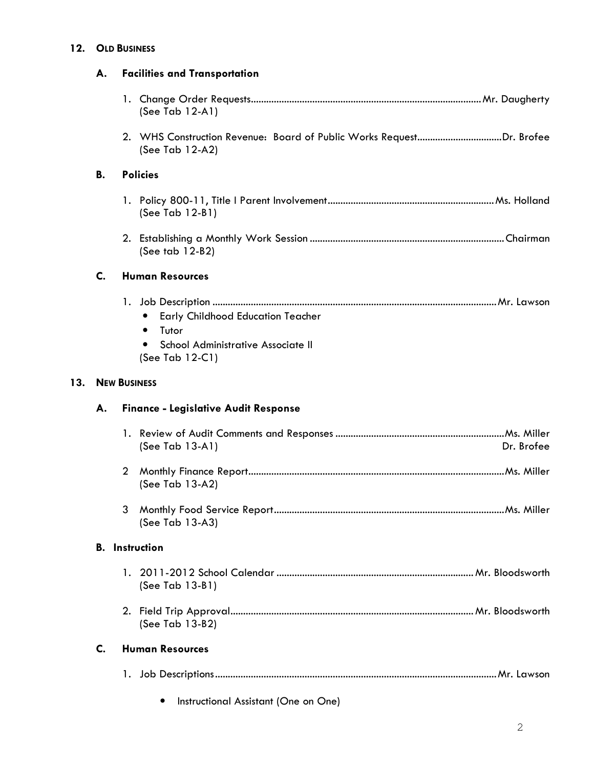## 12. OLD BUSINESS

### A. Facilities and Transportation

1. Change Order Requests........................................................................................Mr. Daugherty
   (See Tab 12-A1)

2. WHS Construction Revenue: Board of Public Works Request................................Dr. Brofee
   (See Tab 12-A2)

### B. Policies

1. Policy 800-11, Title I Parent Involvement................................................................Ms. Holland
   (See Tab 12-B1)

2. Establishing a Monthly Work Session ..........................................................................Chairman
   (See tab 12-B2)

### C. Human Resources

1. Job Description ............................................................................................................Mr. Lawson
   - Early Childhood Education Teacher
   - Tutor
   - School Administrative Associate II

   (See Tab 12-C1)

## 13. NEW BUSINESS

### A. Finance - Legislative Audit Response

1. Review of Audit Comments and Responses .................................................................Ms. Miller
   (See Tab 13-A1) Dr. Brofee

2 Monthly Finance Report..................................................................................................Ms. Miller
   (See Tab 13-A2)

3 Monthly Food Service Report........................................................................................Ms. Miller
   (See Tab 13-A3)

### B. Instruction

1. 2011-2012 School Calendar ...........................................................................Mr. Bloodsworth
   (See Tab 13-B1)

2. Field Trip Approval.............................................................................................Mr. Bloodsworth
   (See Tab 13-B2)

### C. Human Resources

1. Job Descriptions............................................................................................................Mr. Lawson
   - Instructional Assistant (One on One)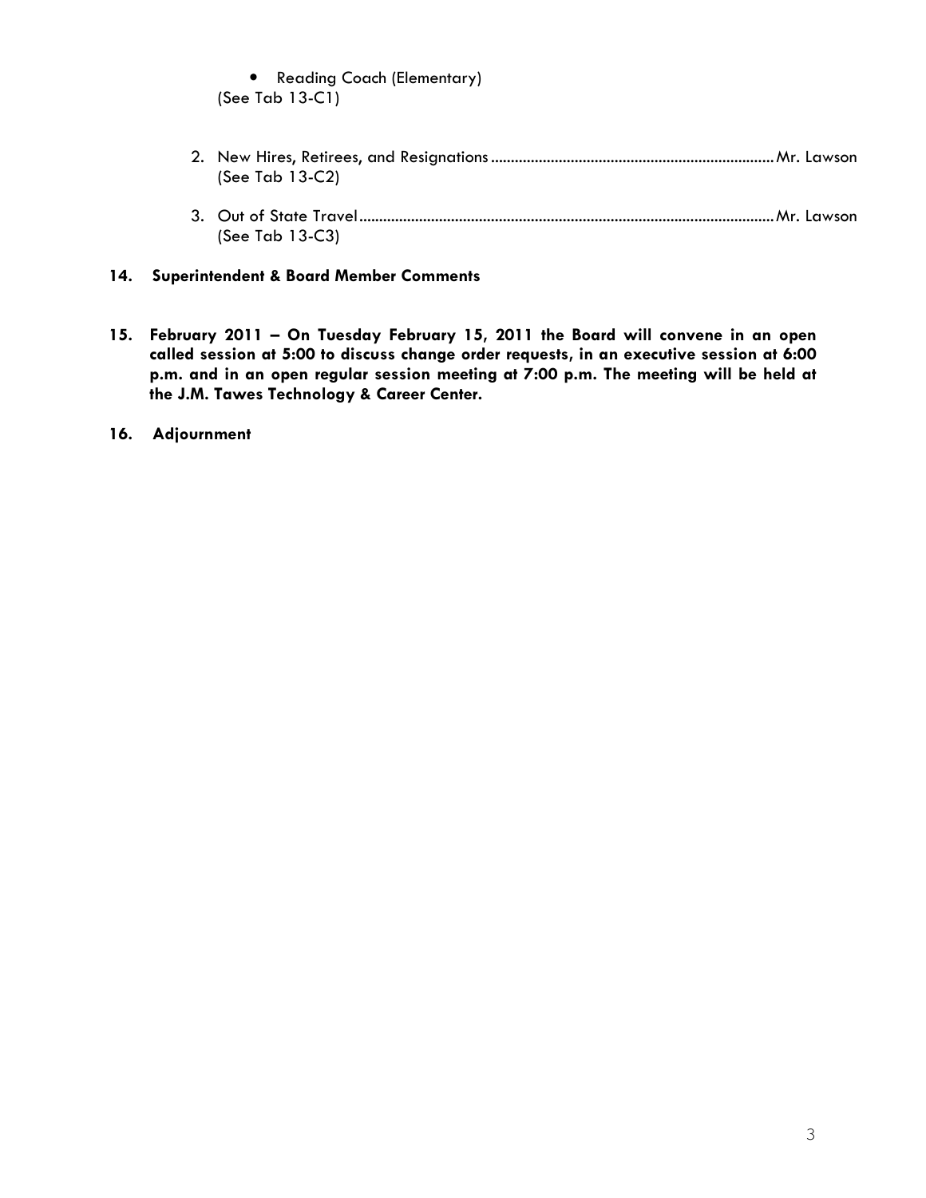- Reading Coach (Elementary)

  (See Tab 13-C1)

2. New Hires, Retirees, and Resignations...................................................................Mr. Lawson
   (See Tab 13-C2)

3. Out of State Travel...........................................................................................Mr. Lawson
   (See Tab 13-C3)

**14. Superintendent & Board Member Comments**

**15. February 2011 – On Tuesday February 15, 2011 the Board will convene in an open called session at 5:00 to discuss change order requests, in an executive session at 6:00 p.m. and in an open regular session meeting at 7:00 p.m. The meeting will be held at the J.M. Tawes Technology & Career Center.**

**16. Adjournment**